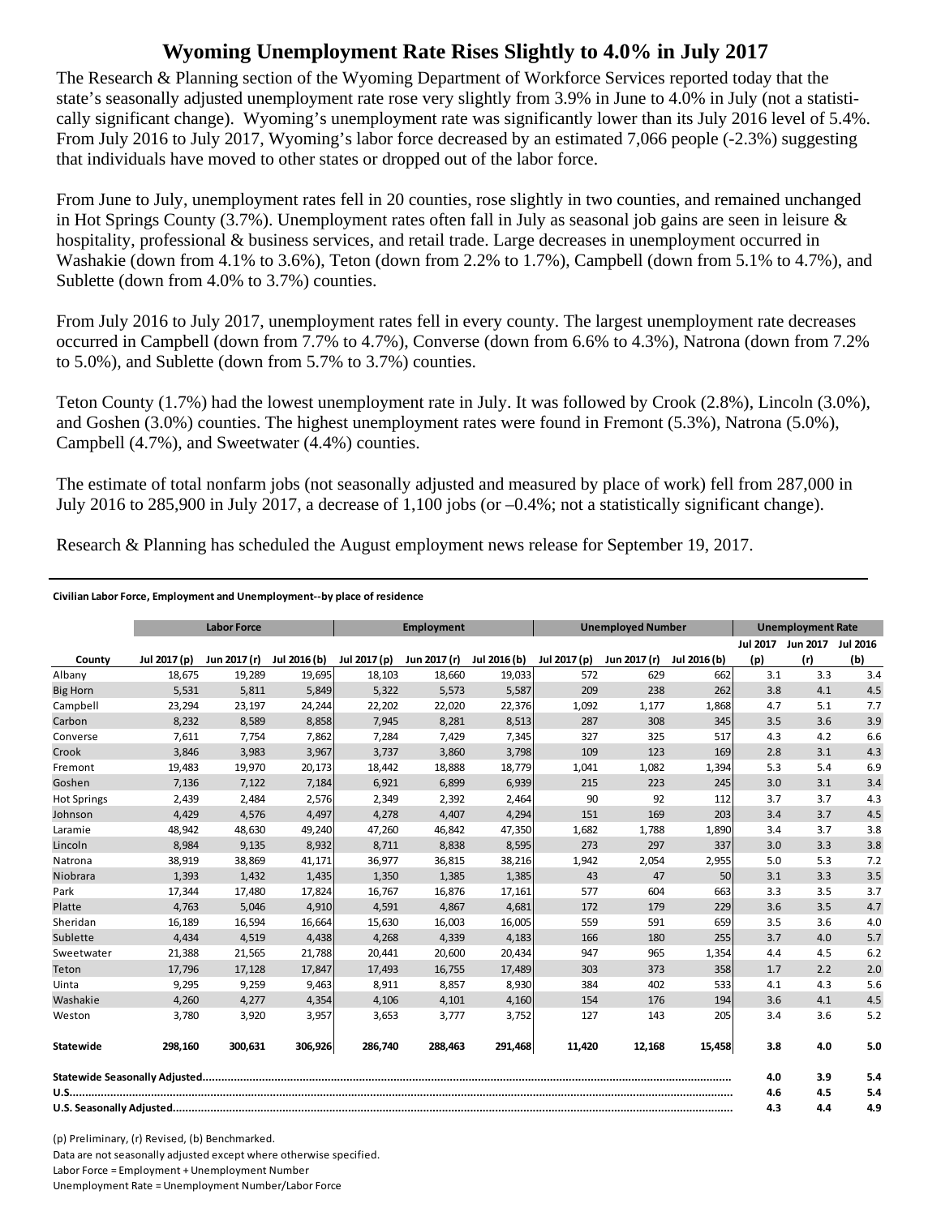# Wyoming Unemployment Rate Rises Slightly to 4.0% in July 2017

The Research & Planning section of the Wyoming Department of Workforce Services reported today that the state's seasonally adjusted unemployment rate rose very slightly from 3.9% in June to 4.0% in July (not a statistically significant change). Wyoming's unemployment rate was significantly lower than its July 2016 level of 5.4%. From July 2016 to July 2017, Wyoming's labor force decreased by an estimated 7,066 people (-2.3%) suggesting that individuals have moved to other states or dropped out of the labor force.

From June to July, unemployment rates fell in 20 counties, rose slightly in two counties, and remained unchanged in Hot Springs County (3.7%). Unemployment rates often fall in July as seasonal job gains are seen in leisure & hospitality, professional & business services, and retail trade. Large decreases in unemployment occurred in Washakie (down from 4.1% to 3.6%), Teton (down from 2.2% to 1.7%), Campbell (down from 5.1% to 4.7%), and Sublette (down from 4.0% to 3.7%) counties.

From July 2016 to July 2017, unemployment rates fell in every county. The largest unemployment rate decreases occurred in Campbell (down from 7.7% to 4.7%), Converse (down from 6.6% to 4.3%), Natrona (down from 7.2% to 5.0%), and Sublette (down from 5.7% to 3.7%) counties.

Teton County (1.7%) had the lowest unemployment rate in July. It was followed by Crook (2.8%), Lincoln (3.0%), and Goshen (3.0%) counties. The highest unemployment rates were found in Fremont (5.3%), Natrona (5.0%), Campbell (4.7%), and Sweetwater (4.4%) counties.

The estimate of total nonfarm jobs (not seasonally adjusted and measured by place of work) fell from 287,000 in July 2016 to 285,900 in July 2017, a decrease of 1,100 jobs (or –0.4%; not a statistically significant change).

Research & Planning has scheduled the August employment news release for September 19, 2017.

**Civilian Labor Force, Employment and Unemployment--by place of residence**

| | Labor Force | | | Employment | | | Unemployed Number | | | Unemployment Rate | | |
|---|---|---|---|---|---|---|---|---|---|---|---|---|
| County | Jul 2017 (p) | Jun 2017 (r) | Jul 2016 (b) | Jul 2017 (p) | Jun 2017 (r) | Jul 2016 (b) | Jul 2017 (p) | Jun 2017 (r) | Jul 2016 (b) | Jul 2017 (p) | Jun 2017 (r) | Jul 2016 (b) |
| Albany | 18,675 | 19,289 | 19,695 | 18,103 | 18,660 | 19,033 | 572 | 629 | 662 | 3.1 | 3.3 | 3.4 |
| Big Horn | 5,531 | 5,811 | 5,849 | 5,322 | 5,573 | 5,587 | 209 | 238 | 262 | 3.8 | 4.1 | 4.5 |
| Campbell | 23,294 | 23,197 | 24,244 | 22,202 | 22,020 | 22,376 | 1,092 | 1,177 | 1,868 | 4.7 | 5.1 | 7.7 |
| Carbon | 8,232 | 8,589 | 8,858 | 7,945 | 8,281 | 8,513 | 287 | 308 | 345 | 3.5 | 3.6 | 3.9 |
| Converse | 7,611 | 7,754 | 7,862 | 7,284 | 7,429 | 7,345 | 327 | 325 | 517 | 4.3 | 4.2 | 6.6 |
| Crook | 3,846 | 3,983 | 3,967 | 3,737 | 3,860 | 3,798 | 109 | 123 | 169 | 2.8 | 3.1 | 4.3 |
| Fremont | 19,483 | 19,970 | 20,173 | 18,442 | 18,888 | 18,779 | 1,041 | 1,082 | 1,394 | 5.3 | 5.4 | 6.9 |
| Goshen | 7,136 | 7,122 | 7,184 | 6,921 | 6,899 | 6,939 | 215 | 223 | 245 | 3.0 | 3.1 | 3.4 |
| Hot Springs | 2,439 | 2,484 | 2,576 | 2,349 | 2,392 | 2,464 | 90 | 92 | 112 | 3.7 | 3.7 | 4.3 |
| Johnson | 4,429 | 4,576 | 4,497 | 4,278 | 4,407 | 4,294 | 151 | 169 | 203 | 3.4 | 3.7 | 4.5 |
| Laramie | 48,942 | 48,630 | 49,240 | 47,260 | 46,842 | 47,350 | 1,682 | 1,788 | 1,890 | 3.4 | 3.7 | 3.8 |
| Lincoln | 8,984 | 9,135 | 8,932 | 8,711 | 8,838 | 8,595 | 273 | 297 | 337 | 3.0 | 3.3 | 3.8 |
| Natrona | 38,919 | 38,869 | 41,171 | 36,977 | 36,815 | 38,216 | 1,942 | 2,054 | 2,955 | 5.0 | 5.3 | 7.2 |
| Niobrara | 1,393 | 1,432 | 1,435 | 1,350 | 1,385 | 1,385 | 43 | 47 | 50 | 3.1 | 3.3 | 3.5 |
| Park | 17,344 | 17,480 | 17,824 | 16,767 | 16,876 | 17,161 | 577 | 604 | 663 | 3.3 | 3.5 | 3.7 |
| Platte | 4,763 | 5,046 | 4,910 | 4,591 | 4,867 | 4,681 | 172 | 179 | 229 | 3.6 | 3.5 | 4.7 |
| Sheridan | 16,189 | 16,594 | 16,664 | 15,630 | 16,003 | 16,005 | 559 | 591 | 659 | 3.5 | 3.6 | 4.0 |
| Sublette | 4,434 | 4,519 | 4,438 | 4,268 | 4,339 | 4,183 | 166 | 180 | 255 | 3.7 | 4.0 | 5.7 |
| Sweetwater | 21,388 | 21,565 | 21,788 | 20,441 | 20,600 | 20,434 | 947 | 965 | 1,354 | 4.4 | 4.5 | 6.2 |
| Teton | 17,796 | 17,128 | 17,847 | 17,493 | 16,755 | 17,489 | 303 | 373 | 358 | 1.7 | 2.2 | 2.0 |
| Uinta | 9,295 | 9,259 | 9,463 | 8,911 | 8,857 | 8,930 | 384 | 402 | 533 | 4.1 | 4.3 | 5.6 |
| Washakie | 4,260 | 4,277 | 4,354 | 4,106 | 4,101 | 4,160 | 154 | 176 | 194 | 3.6 | 4.1 | 4.5 |
| Weston | 3,780 | 3,920 | 3,957 | 3,653 | 3,777 | 3,752 | 127 | 143 | 205 | 3.4 | 3.6 | 5.2 |
| **Statewide** | **298,160** | **300,631** | **306,926** | **286,740** | **288,463** | **291,468** | **11,420** | **12,168** | **15,458** | **3.8** | **4.0** | **5.0** |
| **Statewide Seasonally Adjusted** | | | | | | | | | | **4.0** | **3.9** | **5.4** |
| **U.S.** | | | | | | | | | | **4.6** | **4.5** | **5.4** |
| **U.S. Seasonally Adjusted** | | | | | | | | | | **4.3** | **4.4** | **4.9** |

(p) Preliminary, (r) Revised, (b) Benchmarked.

Data are not seasonally adjusted except where otherwise specified.

Labor Force = Employment + Unemployment Number

Unemployment Rate = Unemployment Number/Labor Force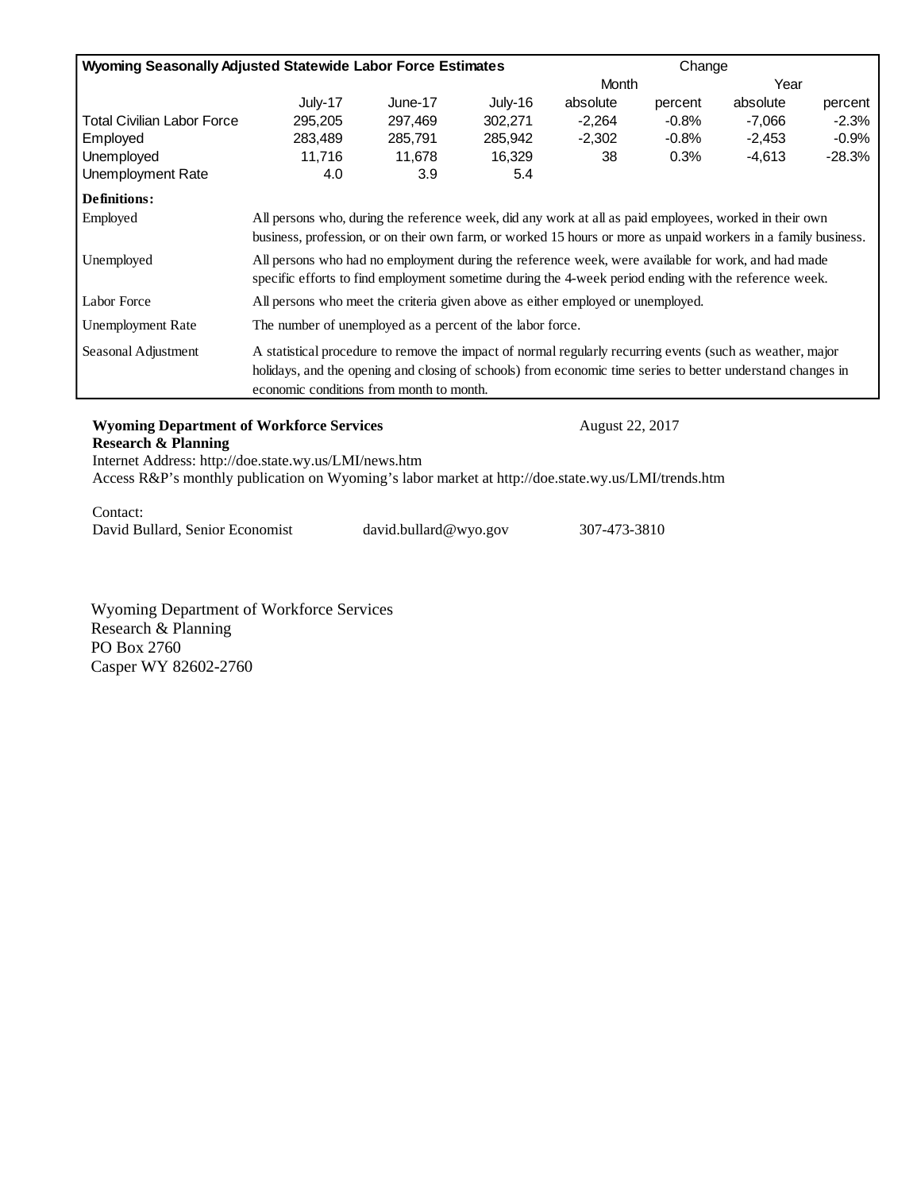| Wyoming Seasonally Adjusted Statewide Labor Force Estimates | | | | Change | | | |
|---|---|---|---|---|---|---|---|
| | | | | Month | | Year | |
| | July-17 | June-17 | July-16 | absolute | percent | absolute | percent |
| Total Civilian Labor Force | 295,205 | 297,469 | 302,271 | -2,264 | -0.8% | -7,066 | -2.3% |
| Employed | 283,489 | 285,791 | 285,942 | -2,302 | -0.8% | -2,453 | -0.9% |
| Unemployed | 11,716 | 11,678 | 16,329 | 38 | 0.3% | -4,613 | -28.3% |
| Unemployment Rate | 4.0 | 3.9 | 5.4 | | | | |

**Definitions:**

| | |
|---|---|
| Employed | All persons who, during the reference week, did any work at all as paid employees, worked in their own business, profession, or on their own farm, or worked 15 hours or more as unpaid workers in a family business. |
| Unemployed | All persons who had no employment during the reference week, were available for work, and had made specific efforts to find employment sometime during the 4-week period ending with the reference week. |
| Labor Force | All persons who meet the criteria given above as either employed or unemployed. |
| Unemployment Rate | The number of unemployed as a percent of the labor force. |
| Seasonal Adjustment | A statistical procedure to remove the impact of normal regularly recurring events (such as weather, major holidays, and the opening and closing of schools) from economic time series to better understand changes in economic conditions from month to month. |

**Wyoming Department of Workforce Services**
**Research & Planning**

August 22, 2017

Internet Address: http://doe.state.wy.us/LMI/news.htm
Access R&P's monthly publication on Wyoming's labor market at http://doe.state.wy.us/LMI/trends.htm

Contact:
David Bullard, Senior Economist    david.bullard@wyo.gov    307-473-3810

Wyoming Department of Workforce Services
Research & Planning
PO Box 2760
Casper WY 82602-2760